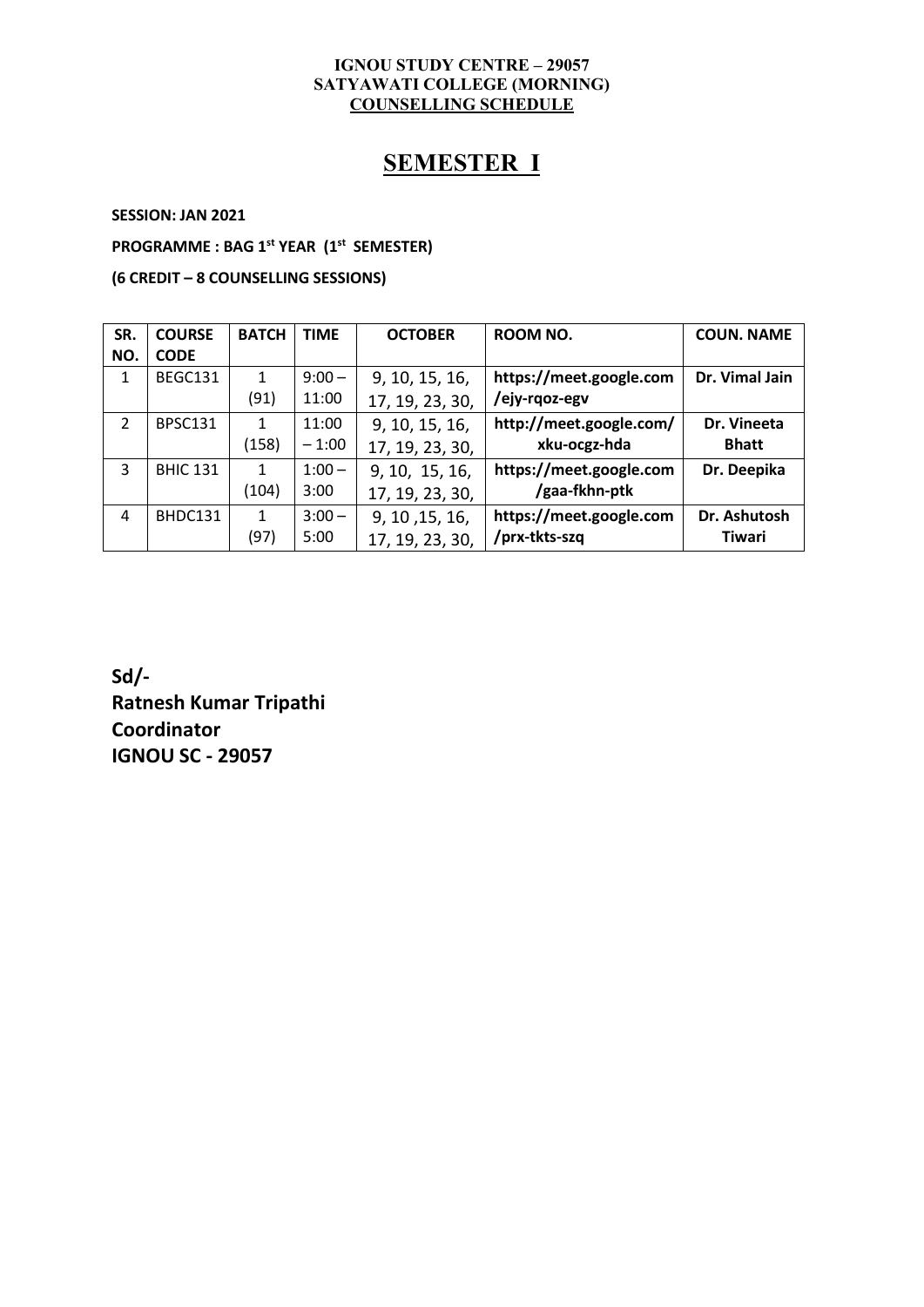**IGNOU STUDY CENTRE – 29057**
**SATYAWATI COLLEGE (MORNING)**
**COUNSELLING SCHEDULE**

# SEMESTER I

**SESSION: JAN 2021**

**PROGRAMME : BAG 1st YEAR (1st SEMESTER)**

**(6 CREDIT – 8 COUNSELLING SESSIONS)**

| SR. NO. | COURSE CODE | BATCH | TIME | OCTOBER | ROOM NO. | COUN. NAME |
|---|---|---|---|---|---|---|
| 1 | BEGC131 | 1 (91) | 9:00 – 11:00 | 9, 10, 15, 16, 17, 19, 23, 30, | **https://meet.google.com /ejy-rqoz-egv** | **Dr. Vimal Jain** |
| 2 | BPSC131 | 1 (158) | 11:00 – 1:00 | 9, 10, 15, 16, 17, 19, 23, 30, | **http://meet.google.com/ xku-ocgz-hda** | **Dr. Vineeta Bhatt** |
| 3 | BHIC 131 | 1 (104) | 1:00 – 3:00 | 9, 10, 15, 16, 17, 19, 23, 30, | **https://meet.google.com /gaa-fkhn-ptk** | **Dr. Deepika** |
| 4 | BHDC131 | 1 (97) | 3:00 – 5:00 | 9, 10 ,15, 16, 17, 19, 23, 30, | **https://meet.google.com /prx-tkts-szq** | **Dr. Ashutosh Tiwari** |

**Sd/-**
**Ratnesh Kumar Tripathi**
**Coordinator**
**IGNOU SC - 29057**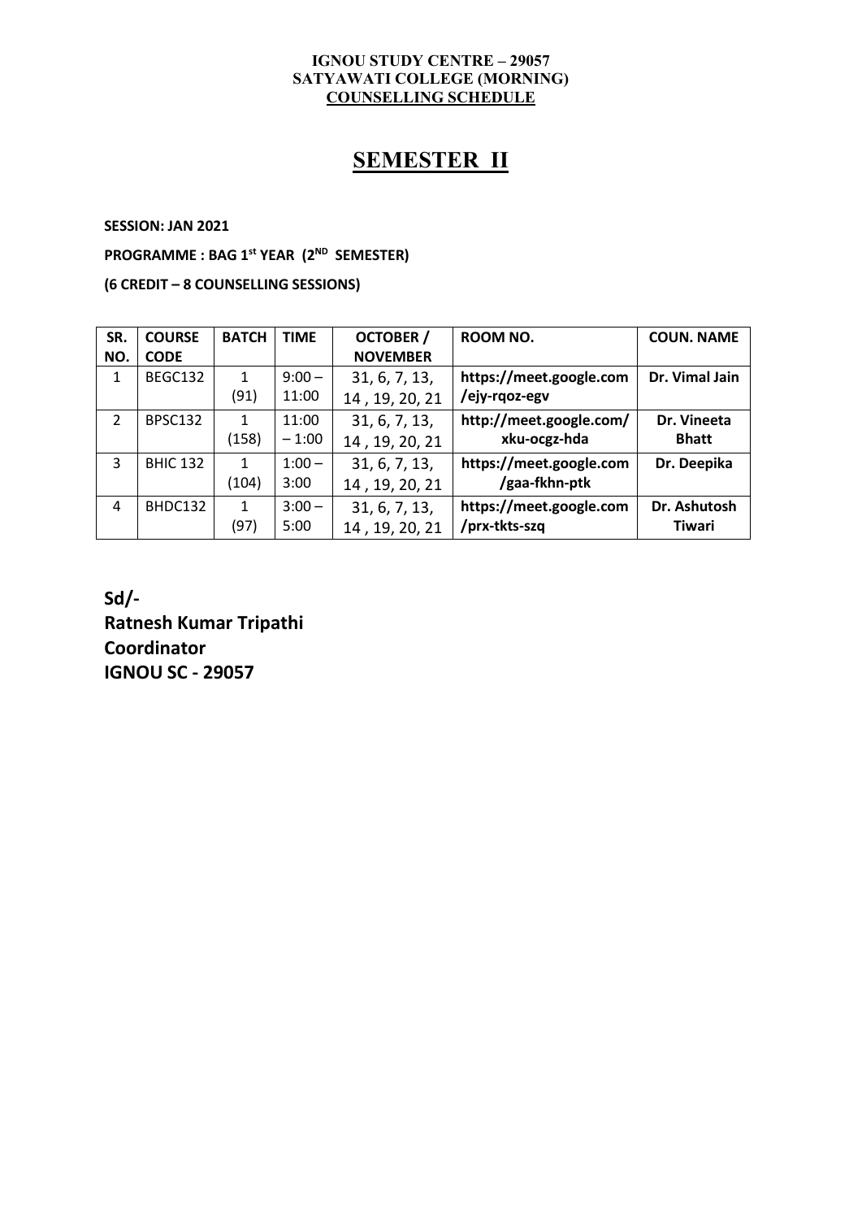**IGNOU STUDY CENTRE – 29057**
**SATYAWATI COLLEGE (MORNING)**
**COUNSELLING SCHEDULE**

# SEMESTER II

**SESSION: JAN 2021**

**PROGRAMME : BAG 1st YEAR (2ND SEMESTER)**

**(6 CREDIT – 8 COUNSELLING SESSIONS)**

| SR. NO. | COURSE CODE | BATCH | TIME | OCTOBER / NOVEMBER | ROOM NO. | COUN. NAME |
|---|---|---|---|---|---|---|
| 1 | BEGC132 | 1 (91) | 9:00 – 11:00 | 31, 6, 7, 13, 14 , 19, 20, 21 | **https://meet.google.com/ejy-rqoz-egv** | **Dr. Vimal Jain** |
| 2 | BPSC132 | 1 (158) | 11:00 – 1:00 | 31, 6, 7, 13, 14 , 19, 20, 21 | **http://meet.google.com/xku-ocgz-hda** | **Dr. Vineeta Bhatt** |
| 3 | BHIC 132 | 1 (104) | 1:00 – 3:00 | 31, 6, 7, 13, 14 , 19, 20, 21 | **https://meet.google.com/gaa-fkhn-ptk** | **Dr. Deepika** |
| 4 | BHDC132 | 1 (97) | 3:00 – 5:00 | 31, 6, 7, 13, 14 , 19, 20, 21 | **https://meet.google.com/prx-tkts-szq** | **Dr. Ashutosh Tiwari** |

**Sd/-**
**Ratnesh Kumar Tripathi**
**Coordinator**
**IGNOU SC - 29057**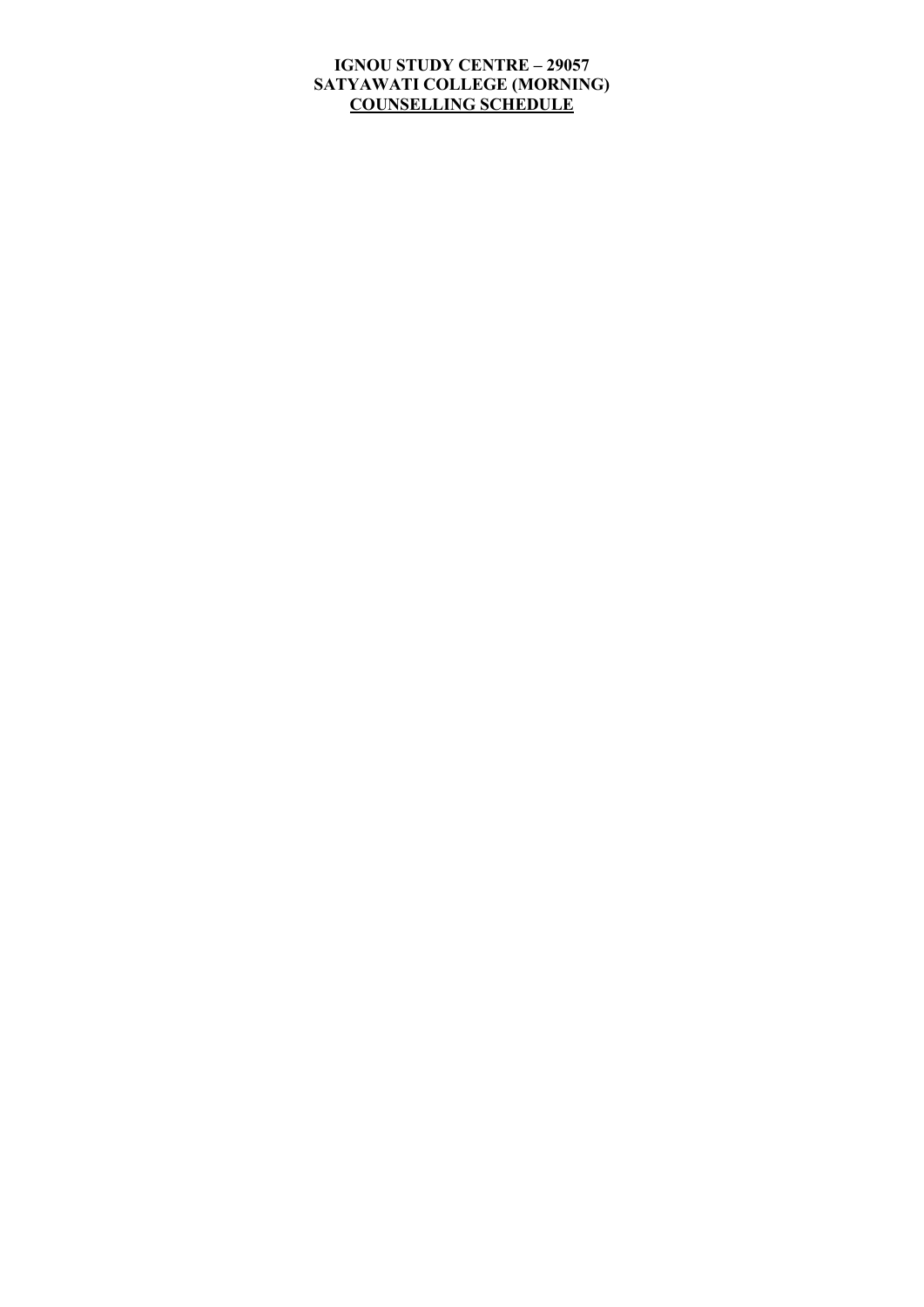**IGNOU STUDY CENTRE – 29057**
**SATYAWATI COLLEGE (MORNING)**
**COUNSELLING SCHEDULE**